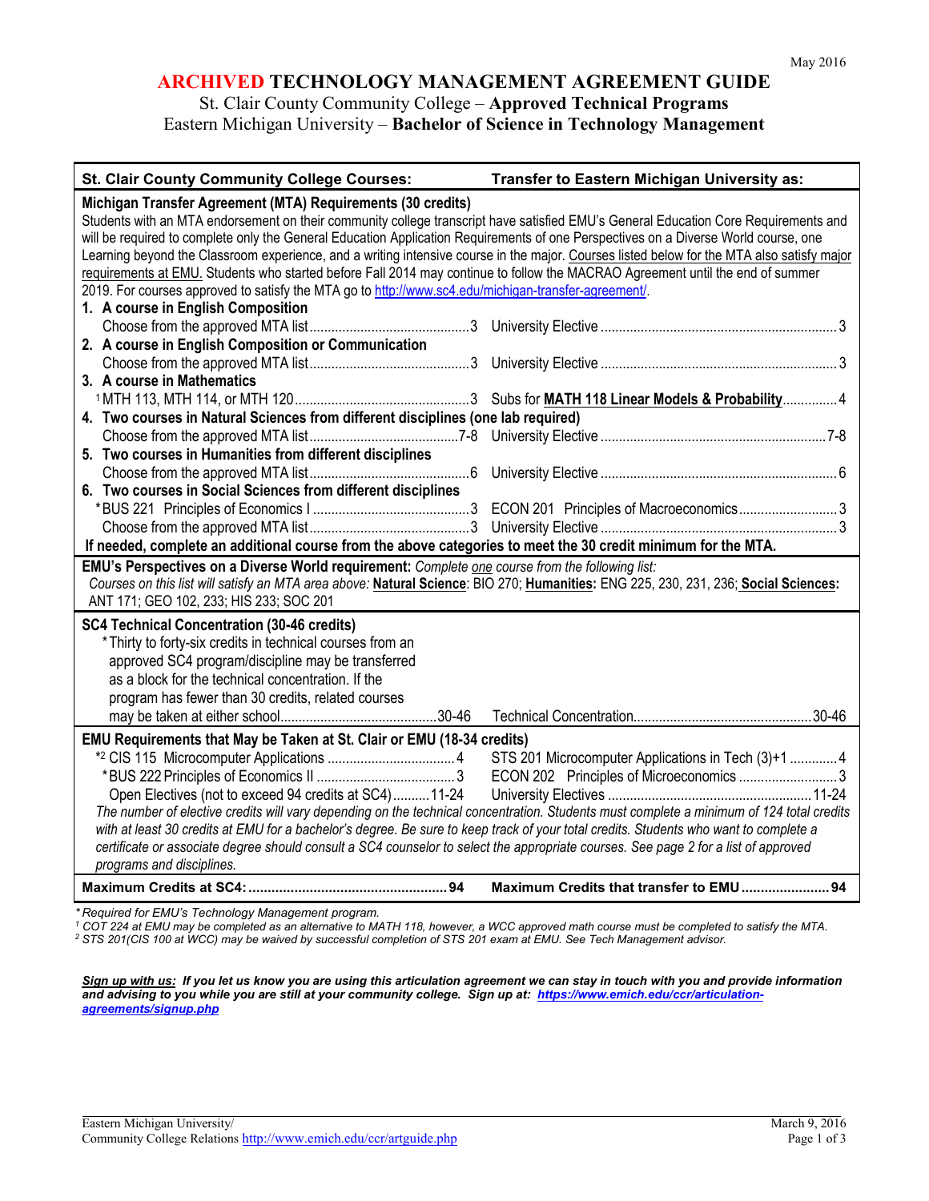May 2016

# ARCHIVED TECHNOLOGY MANAGEMENT AGREEMENT GUIDE

St. Clair County Community College – **Approved Technical Programs**
Eastern Michigan University – **Bachelor of Science in Technology Management**

| St. Clair County Community College Courses: | | Transfer to Eastern Michigan University as: | |
|---|---|---|---|
| **Michigan Transfer Agreement (MTA) Requirements (30 credits)** | | | |
| Students with an MTA endorsement on their community college transcript have satisfied EMU's General Education Core Requirements and will be required to complete only the General Education Application Requirements of one Perspectives on a Diverse World course, one Learning beyond the Classroom experience, and a writing intensive course in the major. Courses listed below for the MTA also satisfy major requirements at EMU. Students who started before Fall 2014 may continue to follow the MACRAO Agreement until the end of summer 2019. For courses approved to satisfy the MTA go to http://www.sc4.edu/michigan-transfer-agreement/. | | | |
| **1. A course in English Composition** | | | |
| Choose from the approved MTA list | 3 | University Elective | 3 |
| **2. A course in English Composition or Communication** | | | |
| Choose from the approved MTA list | 3 | University Elective | 3 |
| **3. A course in Mathematics** | | | |
| [1] MTH 113, MTH 114, or MTH 120 | 3 | Subs for **MATH 118 Linear Models & Probability** | 4 |
| **4. Two courses in Natural Sciences from different disciplines (one lab required)** | | | |
| Choose from the approved MTA list | 7-8 | University Elective | 7-8 |
| **5. Two courses in Humanities from different disciplines** | | | |
| Choose from the approved MTA list | 6 | University Elective | 6 |
| **6. Two courses in Social Sciences from different disciplines** | | | |
| *BUS 221 Principles of Economics I | 3 | ECON 201 Principles of Macroeconomics | 3 |
| Choose from the approved MTA list | 3 | University Elective | 3 |
| **If needed, complete an additional course from the above categories to meet the 30 credit minimum for the MTA.** | | | |
| **EMU's Perspectives on a Diverse World requirement:** *Complete one course from the following list: Courses on this list will satisfy an MTA area above:* **Natural Science**: BIO 270; **Humanities:** ENG 225, 230, 231, 236; **Social Sciences:** ANT 171; GEO 102, 233; HIS 233; SOC 201 | | | |
| **SC4 Technical Concentration (30-46 credits)** | | | |
| *Thirty to forty-six credits in technical courses from an approved SC4 program/discipline may be transferred as a block for the technical concentration. If the program has fewer than 30 credits, related courses may be taken at either school | 30-46 | Technical Concentration | 30-46 |
| **EMU Requirements that May be Taken at St. Clair or EMU (18-34 credits)** | | | |
| *[2] CIS 115 Microcomputer Applications | 4 | STS 201 Microcomputer Applications in Tech (3)+1 | 4 |
| *BUS 222 Principles of Economics II | 3 | ECON 202 Principles of Microeconomics | 3 |
| Open Electives (not to exceed 94 credits at SC4) | 11-24 | University Electives | 11-24 |
| *The number of elective credits will vary depending on the technical concentration. Students must complete a minimum of 124 total credits with at least 30 credits at EMU for a bachelor's degree. Be sure to keep track of your total credits. Students who want to complete a certificate or associate degree should consult a SC4 counselor to select the appropriate courses. See page 2 for a list of approved programs and disciplines.* | | | |
| **Maximum Credits at SC4:** | **94** | **Maximum Credits that transfer to EMU** | **94** |

*\* Required for EMU's Technology Management program.*
*[1] COT 224 at EMU may be completed as an alternative to MATH 118, however, a WCC approved math course must be completed to satisfy the MTA.*
*[2] STS 201(CIS 100 at WCC) may be waived by successful completion of STS 201 exam at EMU. See Tech Management advisor.*

***Sign up with us:** If you let us know you are using this articulation agreement we can stay in touch with you and provide information and advising to you while you are still at your community college. Sign up at: https://www.emich.edu/ccr/articulation-agreements/signup.php*

Eastern Michigan University/
Community College Relations http://www.emich.edu/ccr/artguide.php

March 9, 2016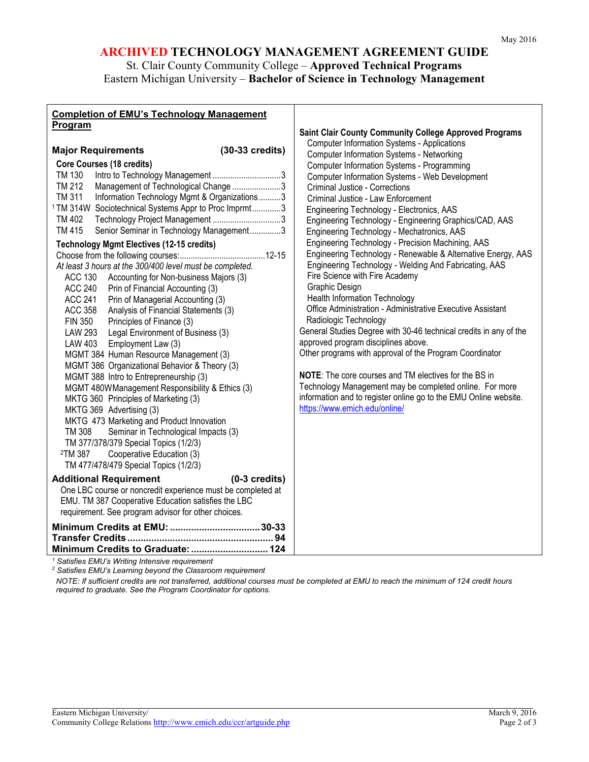May 2016

# ARCHIVED TECHNOLOGY MANAGEMENT AGREEMENT GUIDE

St. Clair County Community College – **Approved Technical Programs**
Eastern Michigan University – **Bachelor of Science in Technology Management**

## Completion of EMU's Technology Management Program

### Major Requirements (30-33 credits)

**Core Courses (18 credits)**

| | | |
|---|---|---|
| TM 130 | Intro to Technology Management | 3 |
| TM 212 | Management of Technological Change | 3 |
| TM 311 | Information Technology Mgmt & Organizations | 3 |
| [1] TM 314W | Sociotechnical Systems Appr to Proc Imprmt | 3 |
| TM 402 | Technology Project Management | 3 |
| TM 415 | Senior Seminar in Technology Management | 3 |

**Technology Mgmt Electives (12-15 credits)**

Choose from the following courses: ....................................... 12-15

*At least 3 hours at the 300/400 level must be completed.*

- ACC 130 Accounting for Non-business Majors (3)
- ACC 240 Prin of Financial Accounting (3)
- ACC 241 Prin of Managerial Accounting (3)
- ACC 358 Analysis of Financial Statements (3)
- FIN 350 Principles of Finance (3)
- LAW 293 Legal Environment of Business (3)
- LAW 403 Employment Law (3)
- MGMT 384 Human Resource Management (3)
- MGMT 386 Organizational Behavior & Theory (3)
- MGMT 388 Intro to Entrepreneurship (3)
- MGMT 480W Management Responsibility & Ethics (3)
- MKTG 360 Principles of Marketing (3)
- MKTG 369 Advertising (3)
- MKTG 473 Marketing and Product Innovation
- TM 308 Seminar in Technological Impacts (3)
- TM 377/378/379 Special Topics (1/2/3)
- [2] TM 387 Cooperative Education (3)
- TM 477/478/479 Special Topics (1/2/3)

### Additional Requirement (0-3 credits)

One LBC course or noncredit experience must be completed at EMU. TM 387 Cooperative Education satisfies the LBC requirement. See program advisor for other choices.

**Minimum Credits at EMU: ................................. 30-33**
**Transfer Credits ....................................................... 94**
**Minimum Credits to Graduate: ............................ 124**

### Saint Clair County Community College Approved Programs

- Computer Information Systems - Applications
- Computer Information Systems - Networking
- Computer Information Systems - Programming
- Computer Information Systems - Web Development
- Criminal Justice - Corrections
- Criminal Justice - Law Enforcement
- Engineering Technology - Electronics, AAS
- Engineering Technology - Engineering Graphics/CAD, AAS
- Engineering Technology - Mechatronics, AAS
- Engineering Technology - Precision Machining, AAS
- Engineering Technology - Renewable & Alternative Energy, AAS
- Engineering Technology - Welding And Fabricating, AAS
- Fire Science with Fire Academy
- Graphic Design
- Health Information Technology
- Office Administration - Administrative Executive Assistant
- Radiologic Technology

General Studies Degree with 30-46 technical credits in any of the approved program disciplines above.

Other programs with approval of the Program Coordinator

**NOTE**: The core courses and TM electives for the BS in Technology Management may be completed online. For more information and to register online go to the EMU Online website. https://www.emich.edu/online/

*[1] Satisfies EMU's Writing Intensive requirement*
*[2] Satisfies EMU's Learning beyond the Classroom requirement*

*NOTE: If sufficient credits are not transferred, additional courses must be completed at EMU to reach the minimum of 124 credit hours required to graduate. See the Program Coordinator for options.*

Eastern Michigan University/
Community College Relations http://www.emich.edu/ccr/artguide.php

March 9, 2016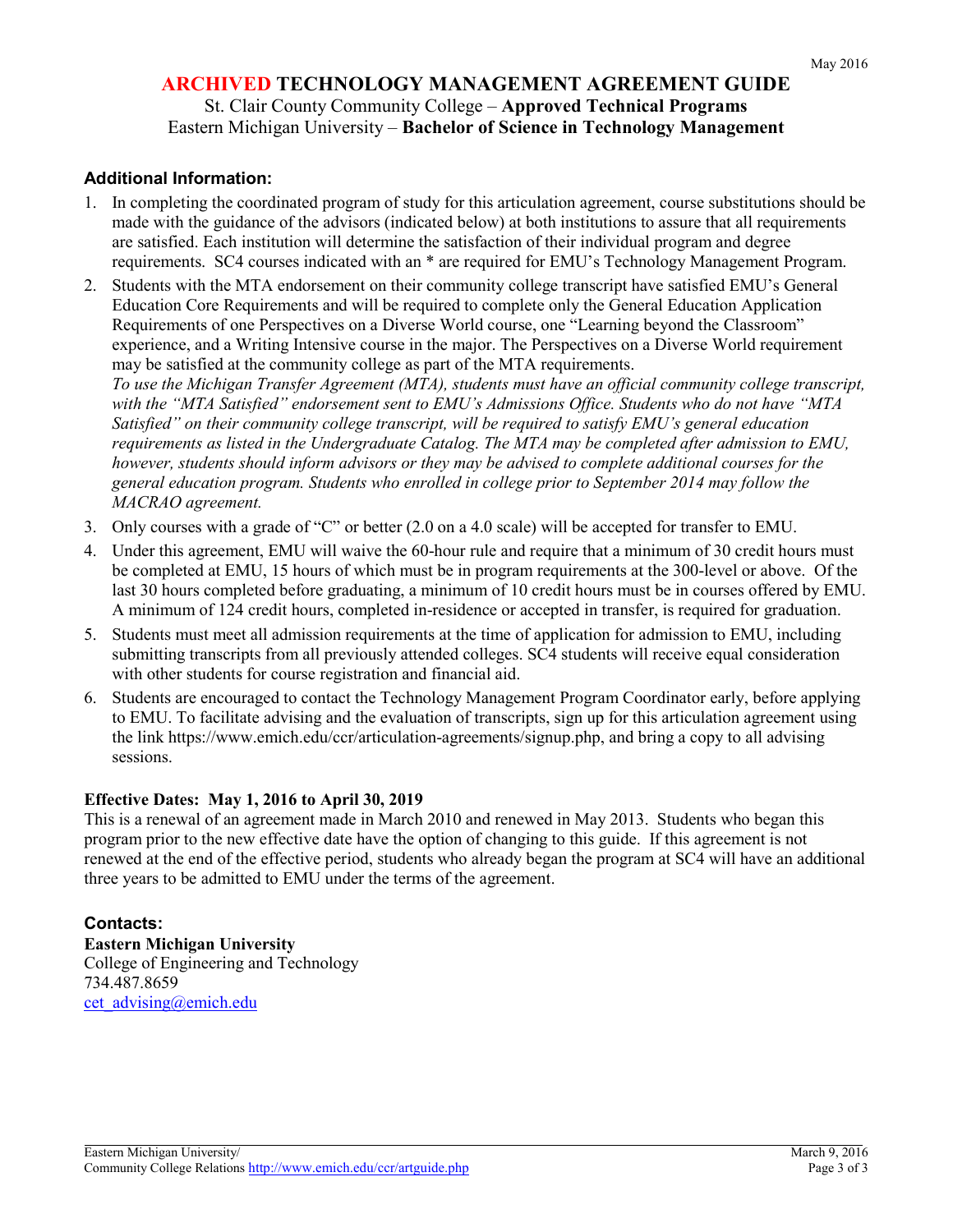May 2016

# ARCHIVED TECHNOLOGY MANAGEMENT AGREEMENT GUIDE

St. Clair County Community College – **Approved Technical Programs**
Eastern Michigan University – **Bachelor of Science in Technology Management**

## Additional Information:

1. In completing the coordinated program of study for this articulation agreement, course substitutions should be made with the guidance of the advisors (indicated below) at both institutions to assure that all requirements are satisfied. Each institution will determine the satisfaction of their individual program and degree requirements. SC4 courses indicated with an * are required for EMU's Technology Management Program.
2. Students with the MTA endorsement on their community college transcript have satisfied EMU's General Education Core Requirements and will be required to complete only the General Education Application Requirements of one Perspectives on a Diverse World course, one "Learning beyond the Classroom" experience, and a Writing Intensive course in the major. The Perspectives on a Diverse World requirement may be satisfied at the community college as part of the MTA requirements.
*To use the Michigan Transfer Agreement (MTA), students must have an official community college transcript, with the "MTA Satisfied" endorsement sent to EMU's Admissions Office. Students who do not have "MTA Satisfied" on their community college transcript, will be required to satisfy EMU's general education requirements as listed in the Undergraduate Catalog. The MTA may be completed after admission to EMU, however, students should inform advisors or they may be advised to complete additional courses for the general education program. Students who enrolled in college prior to September 2014 may follow the MACRAO agreement.*
3. Only courses with a grade of "C" or better (2.0 on a 4.0 scale) will be accepted for transfer to EMU.
4. Under this agreement, EMU will waive the 60-hour rule and require that a minimum of 30 credit hours must be completed at EMU, 15 hours of which must be in program requirements at the 300-level or above. Of the last 30 hours completed before graduating, a minimum of 10 credit hours must be in courses offered by EMU. A minimum of 124 credit hours, completed in-residence or accepted in transfer, is required for graduation.
5. Students must meet all admission requirements at the time of application for admission to EMU, including submitting transcripts from all previously attended colleges. SC4 students will receive equal consideration with other students for course registration and financial aid.
6. Students are encouraged to contact the Technology Management Program Coordinator early, before applying to EMU. To facilitate advising and the evaluation of transcripts, sign up for this articulation agreement using the link https://www.emich.edu/ccr/articulation-agreements/signup.php, and bring a copy to all advising sessions.

**Effective Dates: May 1, 2016 to April 30, 2019**
This is a renewal of an agreement made in March 2010 and renewed in May 2013. Students who began this program prior to the new effective date have the option of changing to this guide. If this agreement is not renewed at the end of the effective period, students who already began the program at SC4 will have an additional three years to be admitted to EMU under the terms of the agreement.

## Contacts:

**Eastern Michigan University**
College of Engineering and Technology
734.487.8659
cet_advising@emich.edu